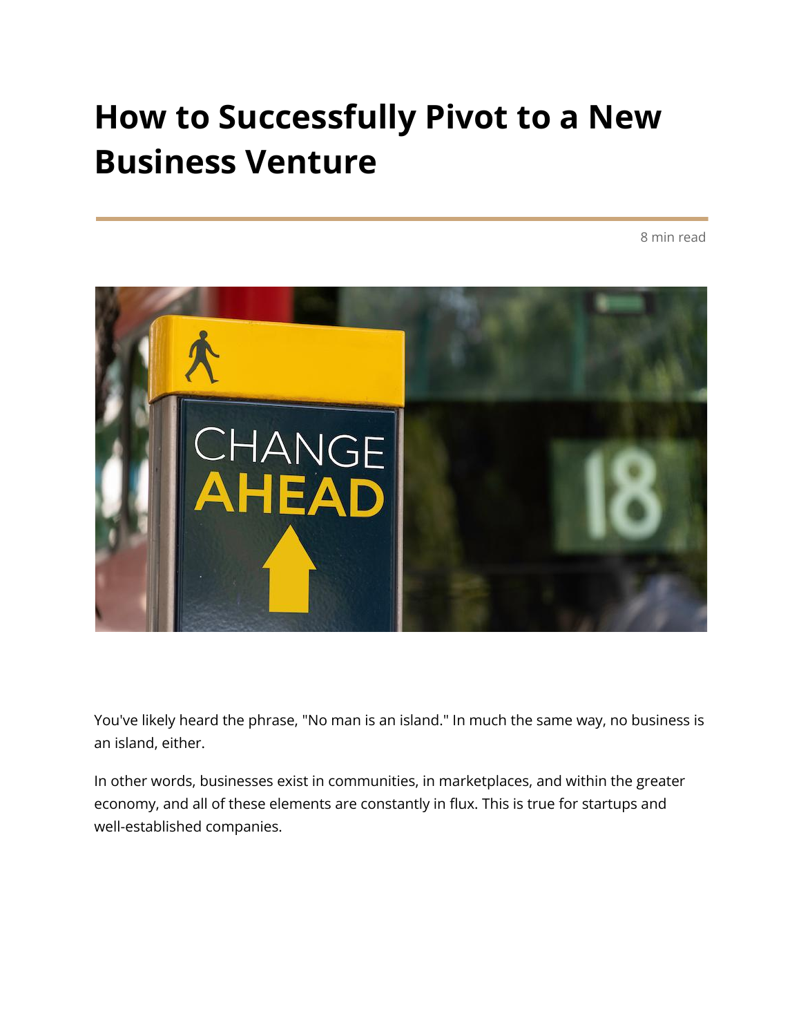# How to Successfully Pivot to a New Business Venture

8 min read

You've likely heard the phrase, "No man is an island." In much the same way, no business is an island, either.

In other words, businesses exist in communities, in marketplaces, and within the greater economy, and all of these elements are constantly in flux. This is true for startups and well-established companies.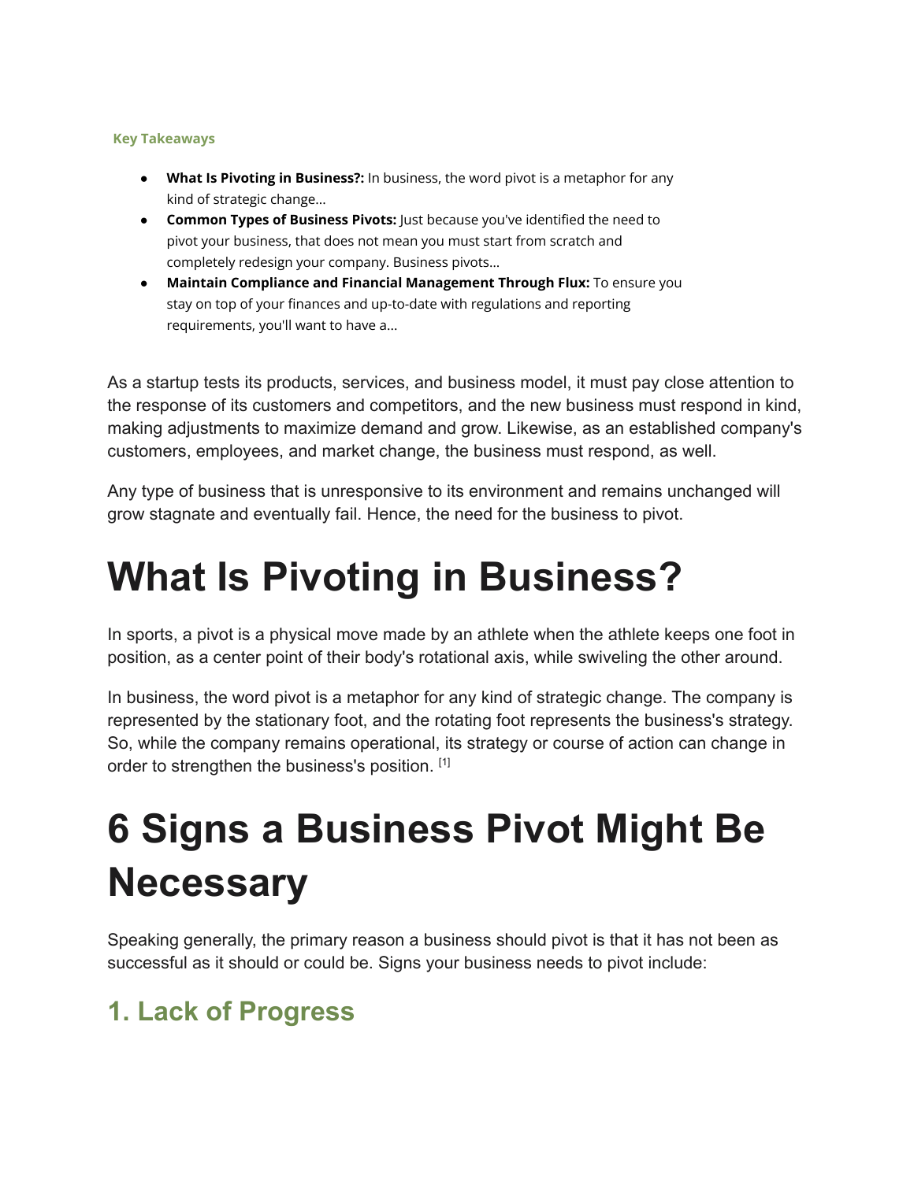**Key Takeaways**

- **What Is Pivoting in Business?:** In business, the word pivot is a metaphor for any kind of strategic change...
- **Common Types of Business Pivots:** Just because you've identified the need to pivot your business, that does not mean you must start from scratch and completely redesign your company. Business pivots...
- **Maintain Compliance and Financial Management Through Flux:** To ensure you stay on top of your finances and up-to-date with regulations and reporting requirements, you'll want to have a...

As a startup tests its products, services, and business model, it must pay close attention to the response of its customers and competitors, and the new business must respond in kind, making adjustments to maximize demand and grow. Likewise, as an established company's customers, employees, and market change, the business must respond, as well.

Any type of business that is unresponsive to its environment and remains unchanged will grow stagnate and eventually fail. Hence, the need for the business to pivot.

# What Is Pivoting in Business?

In sports, a pivot is a physical move made by an athlete when the athlete keeps one foot in position, as a center point of their body's rotational axis, while swiveling the other around.

In business, the word pivot is a metaphor for any kind of strategic change. The company is represented by the stationary foot, and the rotating foot represents the business's strategy. So, while the company remains operational, its strategy or course of action can change in order to strengthen the business's position. [1]

# 6 Signs a Business Pivot Might Be Necessary

Speaking generally, the primary reason a business should pivot is that it has not been as successful as it should or could be. Signs your business needs to pivot include:

## 1. Lack of Progress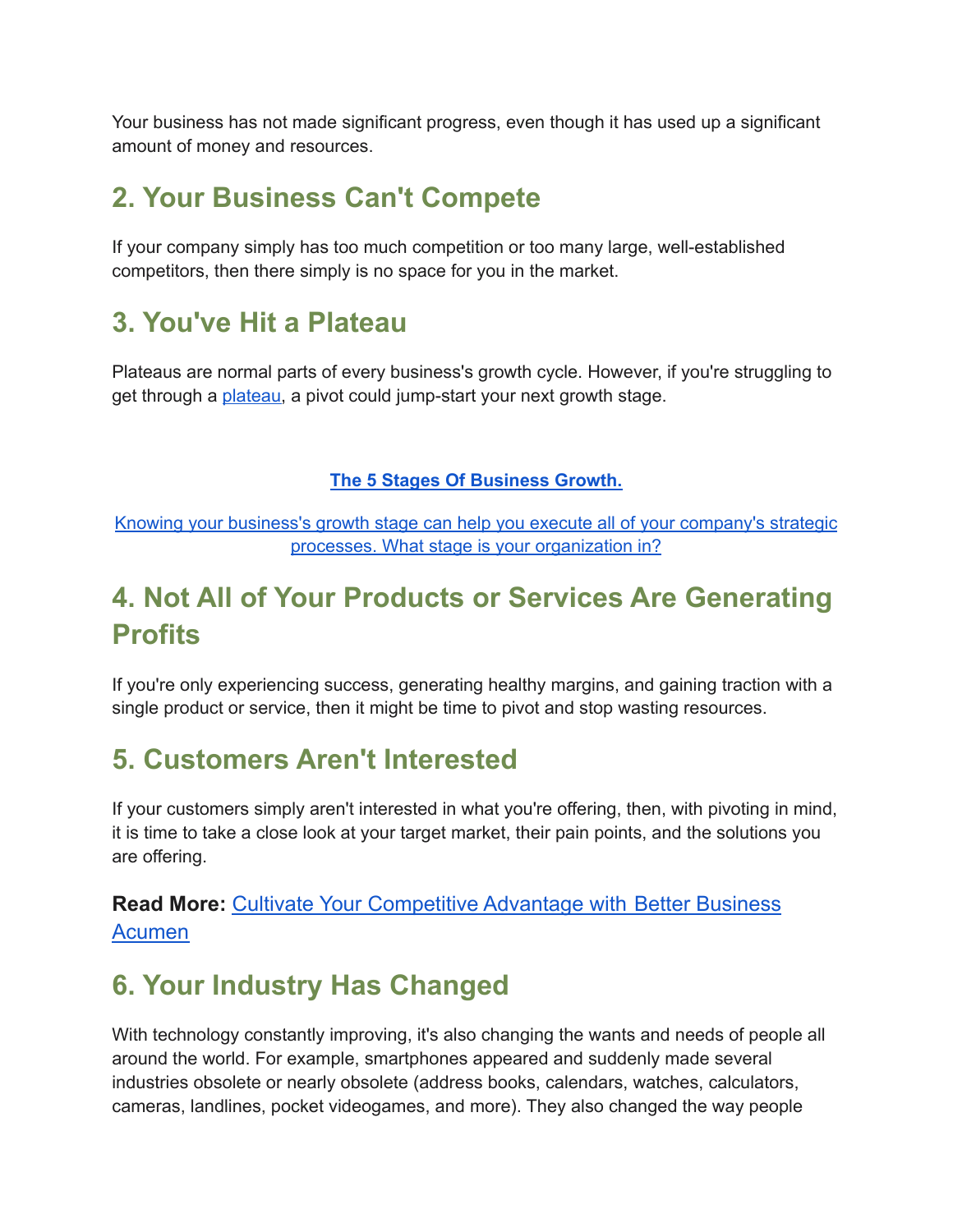Your business has not made significant progress, even though it has used up a significant amount of money and resources.

## 2. Your Business Can't Compete

If your company simply has too much competition or too many large, well-established competitors, then there simply is no space for you in the market.

## 3. You've Hit a Plateau

Plateaus are normal parts of every business's growth cycle. However, if you're struggling to get through a plateau, a pivot could jump-start your next growth stage.

**The 5 Stages Of Business Growth.**

Knowing your business's growth stage can help you execute all of your company's strategic processes. What stage is your organization in?

## 4. Not All of Your Products or Services Are Generating Profits

If you're only experiencing success, generating healthy margins, and gaining traction with a single product or service, then it might be time to pivot and stop wasting resources.

## 5. Customers Aren't Interested

If your customers simply aren't interested in what you're offering, then, with pivoting in mind, it is time to take a close look at your target market, their pain points, and the solutions you are offering.

**Read More:** Cultivate Your Competitive Advantage with Better Business Acumen

## 6. Your Industry Has Changed

With technology constantly improving, it's also changing the wants and needs of people all around the world. For example, smartphones appeared and suddenly made several industries obsolete or nearly obsolete (address books, calendars, watches, calculators, cameras, landlines, pocket videogames, and more). They also changed the way people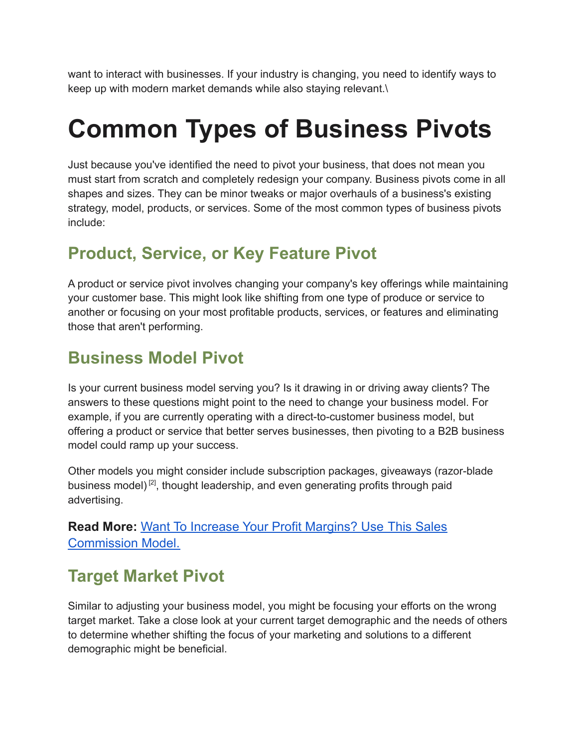want to interact with businesses. If your industry is changing, you need to identify ways to keep up with modern market demands while also staying relevant.\

# Common Types of Business Pivots

Just because you've identified the need to pivot your business, that does not mean you must start from scratch and completely redesign your company. Business pivots come in all shapes and sizes. They can be minor tweaks or major overhauls of a business's existing strategy, model, products, or services. Some of the most common types of business pivots include:

## Product, Service, or Key Feature Pivot

A product or service pivot involves changing your company's key offerings while maintaining your customer base. This might look like shifting from one type of produce or service to another or focusing on your most profitable products, services, or features and eliminating those that aren't performing.

## Business Model Pivot

Is your current business model serving you? Is it drawing in or driving away clients? The answers to these questions might point to the need to change your business model. For example, if you are currently operating with a direct-to-customer business model, but offering a product or service that better serves businesses, then pivoting to a B2B business model could ramp up your success.

Other models you might consider include subscription packages, giveaways (razor-blade business model) [2], thought leadership, and even generating profits through paid advertising.

**Read More:** [Want To Increase Your Profit Margins? Use This Sales Commission Model.]()

## Target Market Pivot

Similar to adjusting your business model, you might be focusing your efforts on the wrong target market. Take a close look at your current target demographic and the needs of others to determine whether shifting the focus of your marketing and solutions to a different demographic might be beneficial.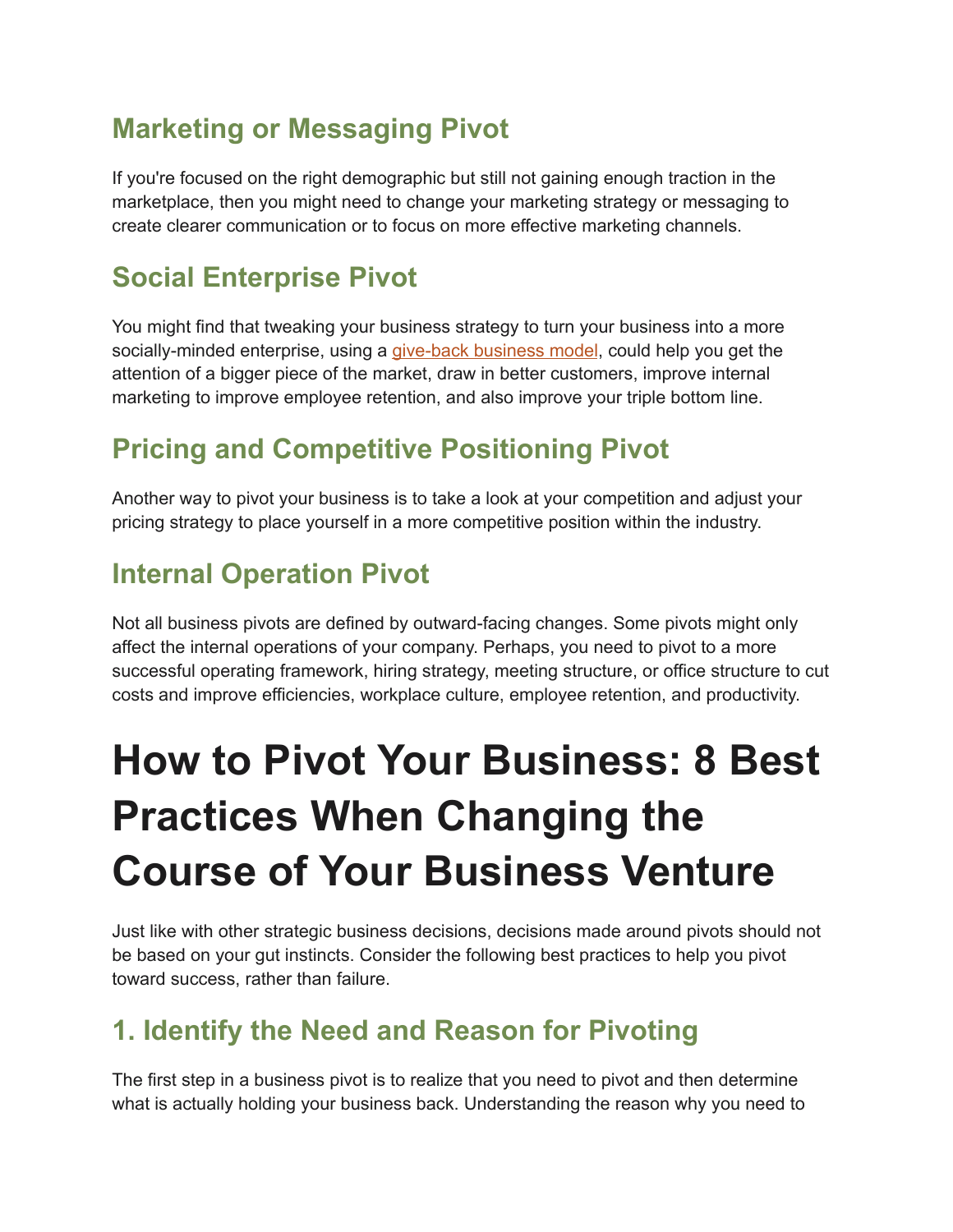## Marketing or Messaging Pivot

If you're focused on the right demographic but still not gaining enough traction in the marketplace, then you might need to change your marketing strategy or messaging to create clearer communication or to focus on more effective marketing channels.

## Social Enterprise Pivot

You might find that tweaking your business strategy to turn your business into a more socially-minded enterprise, using a give-back business model, could help you get the attention of a bigger piece of the market, draw in better customers, improve internal marketing to improve employee retention, and also improve your triple bottom line.

## Pricing and Competitive Positioning Pivot

Another way to pivot your business is to take a look at your competition and adjust your pricing strategy to place yourself in a more competitive position within the industry.

## Internal Operation Pivot

Not all business pivots are defined by outward-facing changes. Some pivots might only affect the internal operations of your company. Perhaps, you need to pivot to a more successful operating framework, hiring strategy, meeting structure, or office structure to cut costs and improve efficiencies, workplace culture, employee retention, and productivity.

# How to Pivot Your Business: 8 Best Practices When Changing the Course of Your Business Venture

Just like with other strategic business decisions, decisions made around pivots should not be based on your gut instincts. Consider the following best practices to help you pivot toward success, rather than failure.

## 1. Identify the Need and Reason for Pivoting

The first step in a business pivot is to realize that you need to pivot and then determine what is actually holding your business back. Understanding the reason why you need to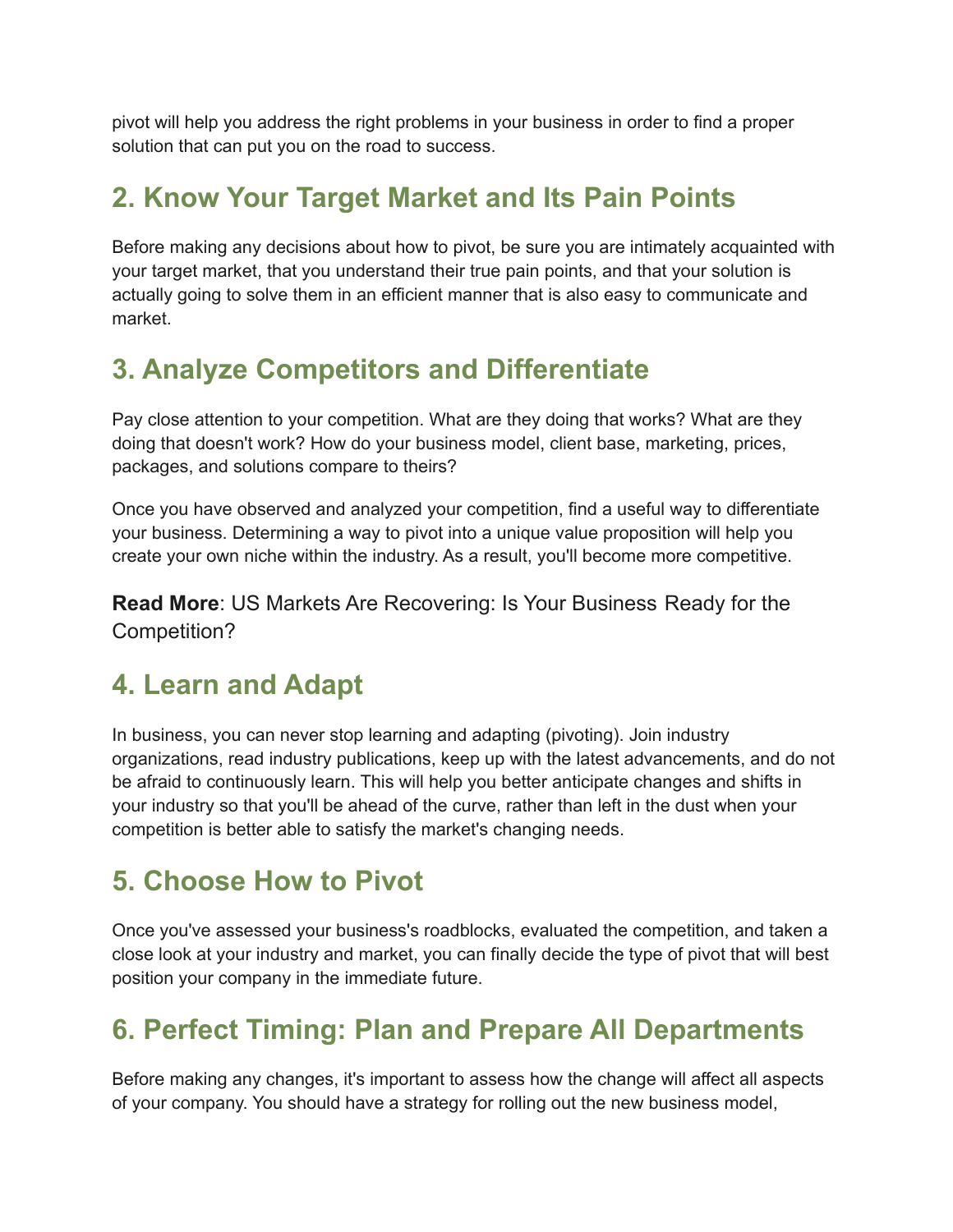pivot will help you address the right problems in your business in order to find a proper solution that can put you on the road to success.

## 2. Know Your Target Market and Its Pain Points

Before making any decisions about how to pivot, be sure you are intimately acquainted with your target market, that you understand their true pain points, and that your solution is actually going to solve them in an efficient manner that is also easy to communicate and market.

## 3. Analyze Competitors and Differentiate

Pay close attention to your competition. What are they doing that works? What are they doing that doesn't work? How do your business model, client base, marketing, prices, packages, and solutions compare to theirs?

Once you have observed and analyzed your competition, find a useful way to differentiate your business. Determining a way to pivot into a unique value proposition will help you create your own niche within the industry. As a result, you'll become more competitive.

**Read More**: US Markets Are Recovering: Is Your Business Ready for the Competition?

## 4. Learn and Adapt

In business, you can never stop learning and adapting (pivoting). Join industry organizations, read industry publications, keep up with the latest advancements, and do not be afraid to continuously learn. This will help you better anticipate changes and shifts in your industry so that you'll be ahead of the curve, rather than left in the dust when your competition is better able to satisfy the market's changing needs.

## 5. Choose How to Pivot

Once you've assessed your business's roadblocks, evaluated the competition, and taken a close look at your industry and market, you can finally decide the type of pivot that will best position your company in the immediate future.

## 6. Perfect Timing: Plan and Prepare All Departments

Before making any changes, it's important to assess how the change will affect all aspects of your company. You should have a strategy for rolling out the new business model,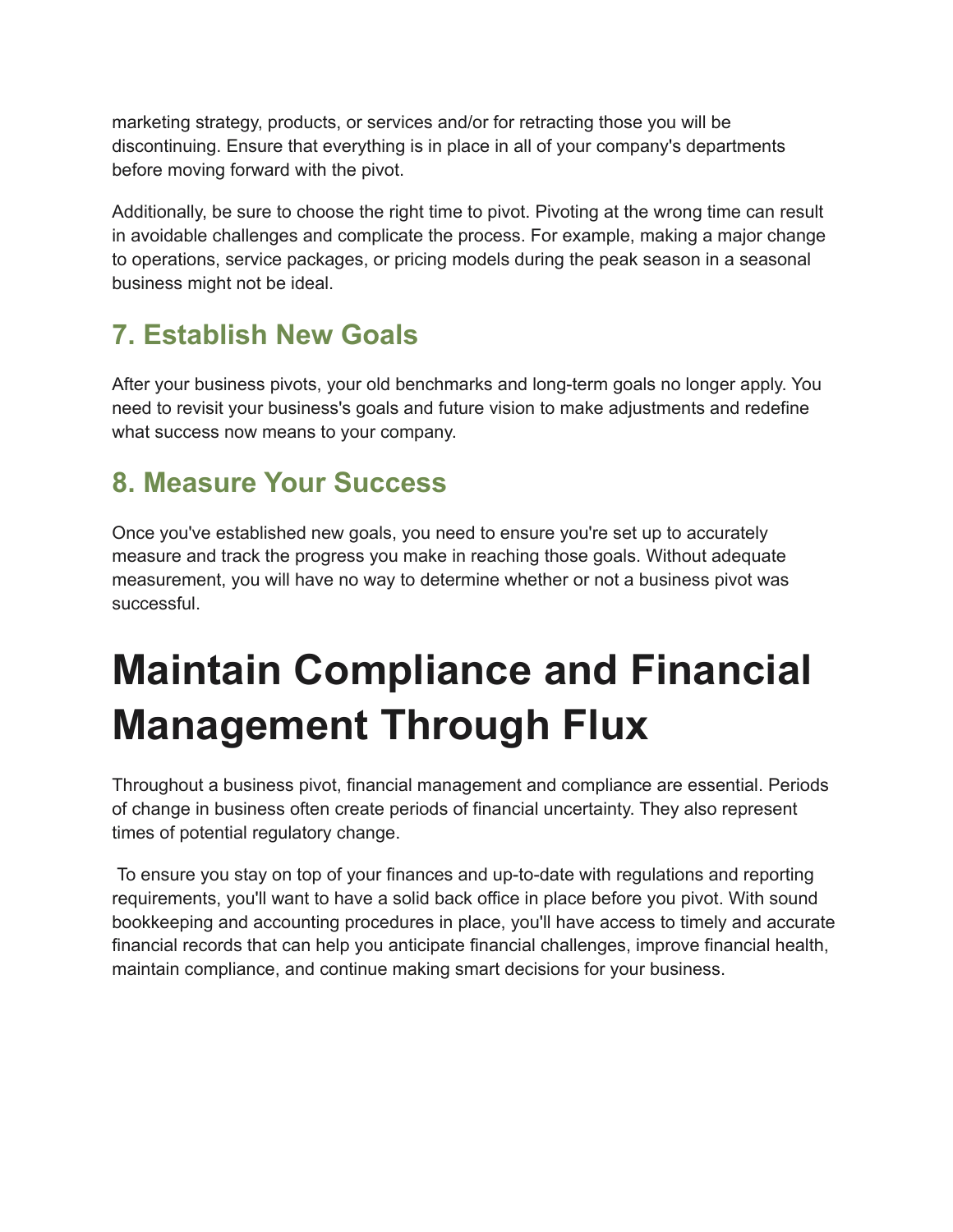marketing strategy, products, or services and/or for retracting those you will be discontinuing. Ensure that everything is in place in all of your company's departments before moving forward with the pivot.

Additionally, be sure to choose the right time to pivot. Pivoting at the wrong time can result in avoidable challenges and complicate the process. For example, making a major change to operations, service packages, or pricing models during the peak season in a seasonal business might not be ideal.

## 7. Establish New Goals

After your business pivots, your old benchmarks and long-term goals no longer apply. You need to revisit your business's goals and future vision to make adjustments and redefine what success now means to your company.

## 8. Measure Your Success

Once you've established new goals, you need to ensure you're set up to accurately measure and track the progress you make in reaching those goals. Without adequate measurement, you will have no way to determine whether or not a business pivot was successful.

# Maintain Compliance and Financial Management Through Flux

Throughout a business pivot, financial management and compliance are essential. Periods of change in business often create periods of financial uncertainty. They also represent times of potential regulatory change.

To ensure you stay on top of your finances and up-to-date with regulations and reporting requirements, you'll want to have a solid back office in place before you pivot. With sound bookkeeping and accounting procedures in place, you'll have access to timely and accurate financial records that can help you anticipate financial challenges, improve financial health, maintain compliance, and continue making smart decisions for your business.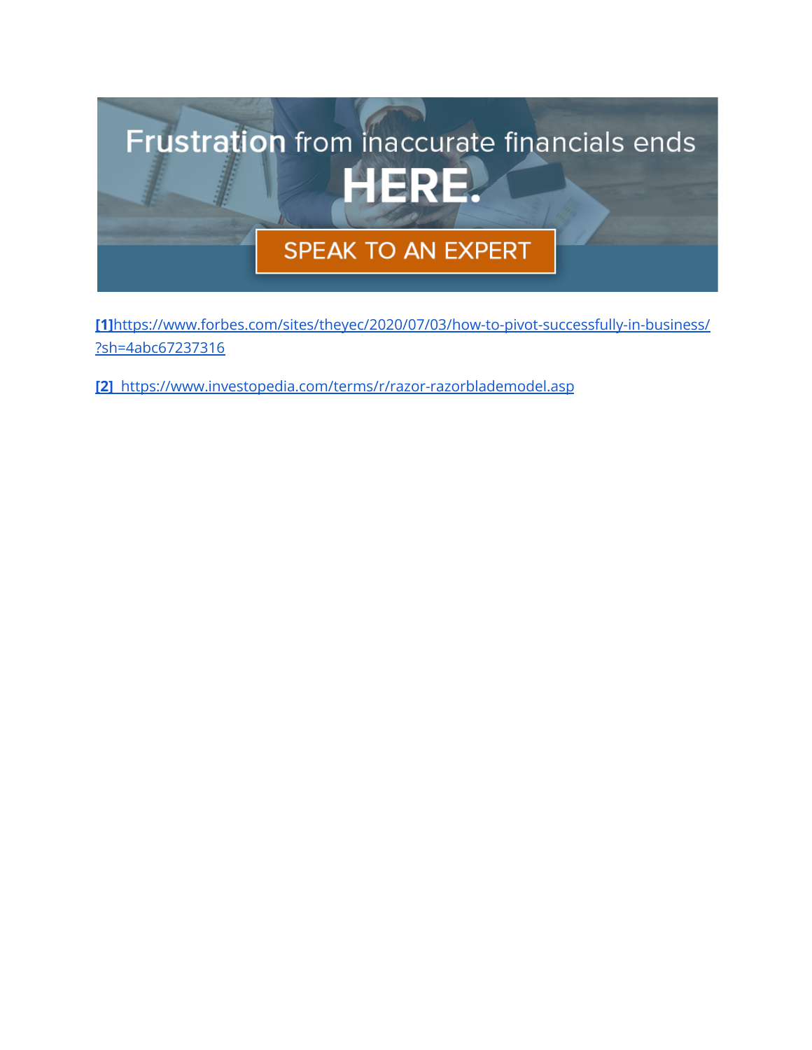Frustration from inaccurate financials ends HERE.

SPEAK TO AN EXPERT

[1]https://www.forbes.com/sites/theyec/2020/07/03/how-to-pivot-successfully-in-business/?sh=4abc67237316

[2] https://www.investopedia.com/terms/r/razor-razorblademodel.asp